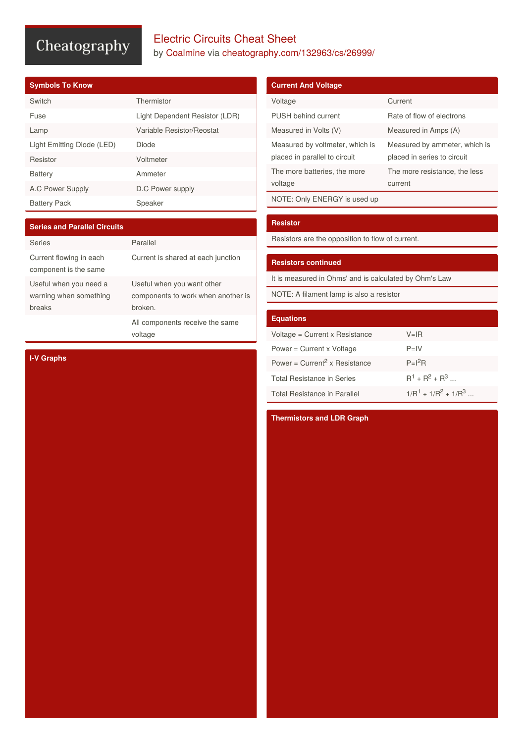# Electric Circuits Cheat Sheet

by Coalmine via cheatography.com/132963/cs/26999/

## Symbols To Know

| | |
|---|---|
| Switch | Thermistor |
| Fuse | Light Dependent Resistor (LDR) |
| Lamp | Variable Resistor/Reostat |
| Light Emitting Diode (LED) | Diode |
| Resistor | Voltmeter |
| Battery | Ammeter |
| A.C Power Supply | D.C Power supply |
| Battery Pack | Speaker |

## Series and Parallel Circuits

| Series | Parallel |
|---|---|
| Current flowing in each component is the same | Current is shared at each junction |
| Useful when you need a warning when something breaks | Useful when you want other components to work when another is broken. |
| | All components receive the same voltage |

## I-V Graphs

## Current And Voltage

| Voltage | Current |
|---|---|
| PUSH behind current | Rate of flow of electrons |
| Measured in Volts (V) | Measured in Amps (A) |
| Measured by voltmeter, which is placed in parallel to circuit | Measured by ammeter, which is placed in series to circuit |
| The more batteries, the more voltage | The more resistance, the less current |

NOTE: Only ENERGY is used up

## Resistor

Resistors are the opposition to flow of current.

## Resistors continued

It is measured in Ohms' and is calculated by Ohm's Law

NOTE: A filament lamp is also a resistor

## Equations

| | |
|---|---|
| Voltage = Current x Resistance | $V=IR$ |
| Power = Current x Voltage | $P=IV$ |
| Power = Current$^2$ x Resistance | $P=I^2R$ |
| Total Resistance in Series | $R^1 + R^2 + R^3$ ... |
| Total Resistance in Parallel | $1/R^1 + 1/R^2 + 1/R^3$ ... |

## Thermistors and LDR Graph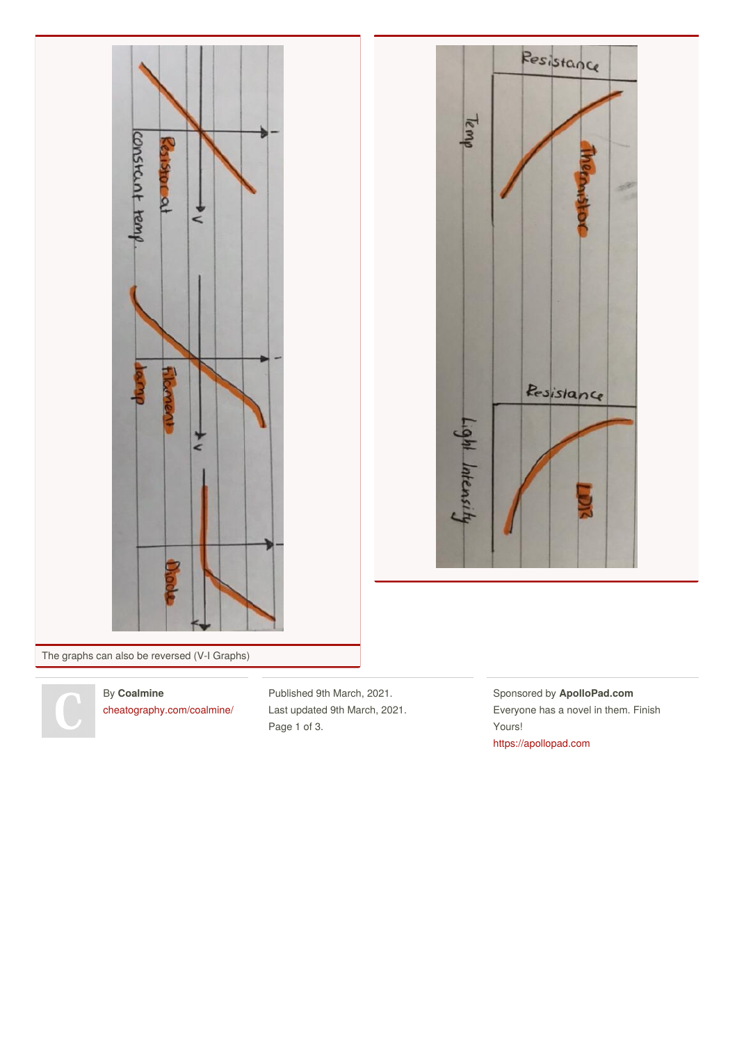The graphs can also be reversed (V-I Graphs)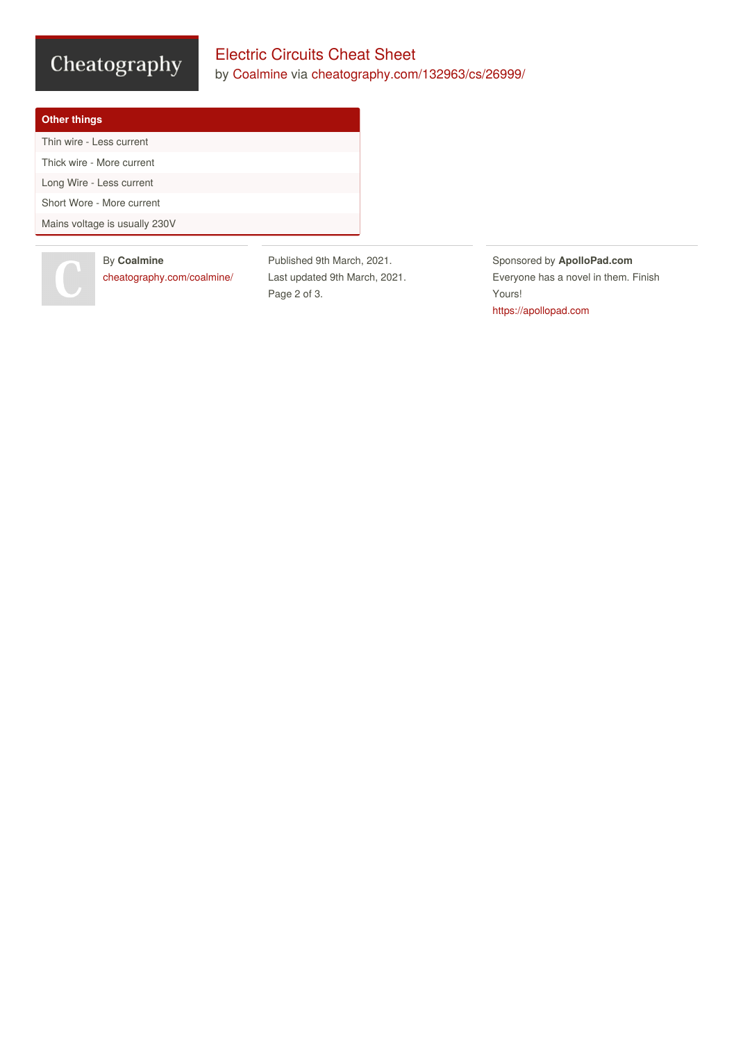## Other things

| |
|---|
| Thin wire - Less current |
| Thick wire - More current |
| Long Wire - Less current |
| Short Wore - More current |
| Mains voltage is usually 230V |